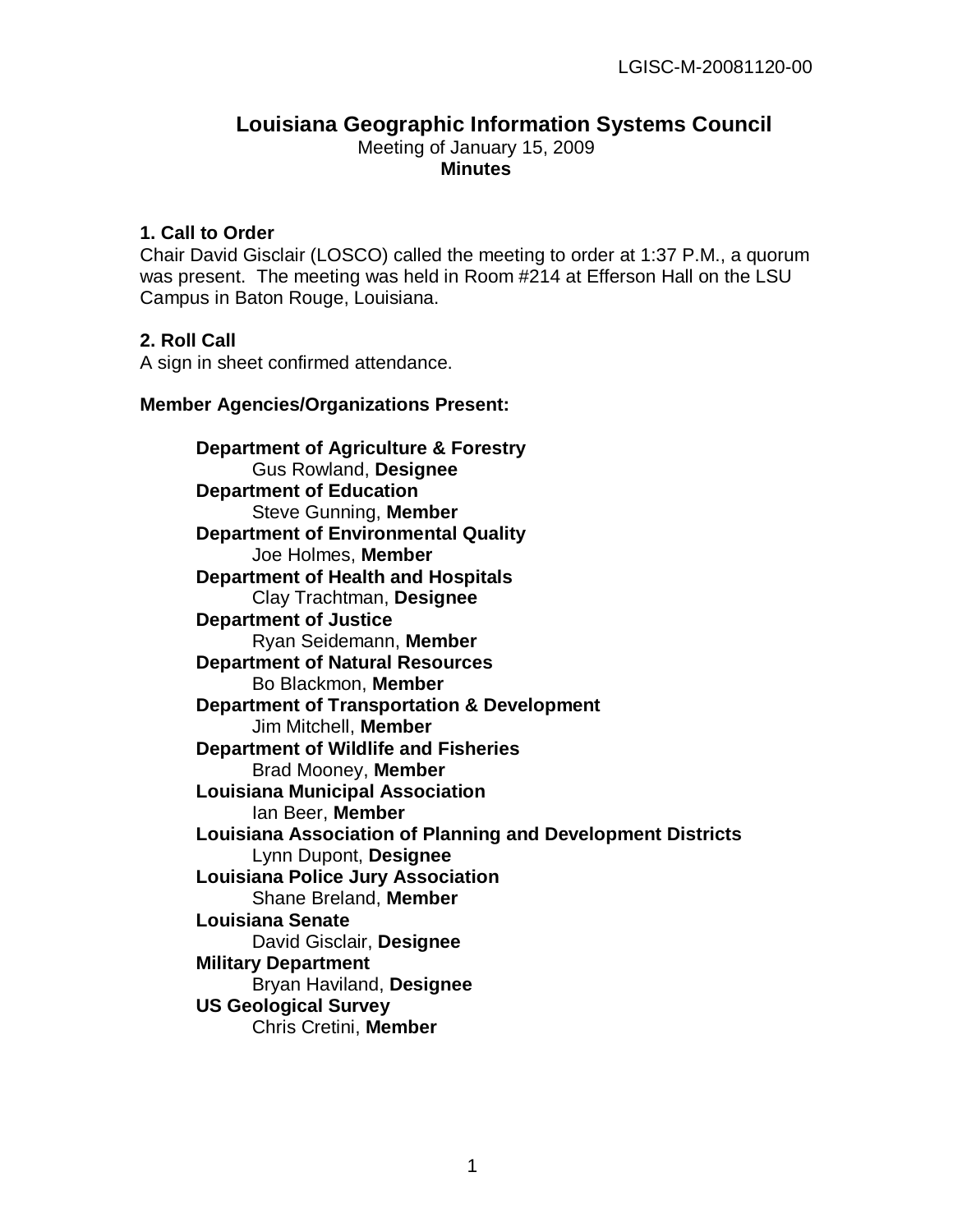LGISC-M-20081120-00

# Louisiana Geographic Information Systems Council

Meeting of January 15, 2009

**Minutes**

### 1. Call to Order

Chair David Gisclair (LOSCO) called the meeting to order at 1:37 P.M., a quorum was present. The meeting was held in Room #214 at Efferson Hall on the LSU Campus in Baton Rouge, Louisiana.

### 2. Roll Call

A sign in sheet confirmed attendance.

**Member Agencies/Organizations Present:**

**Department of Agriculture & Forestry**
Gus Rowland, **Designee**

**Department of Education**
Steve Gunning, **Member**

**Department of Environmental Quality**
Joe Holmes, **Member**

**Department of Health and Hospitals**
Clay Trachtman, **Designee**

**Department of Justice**
Ryan Seidemann, **Member**

**Department of Natural Resources**
Bo Blackmon, **Member**

**Department of Transportation & Development**
Jim Mitchell, **Member**

**Department of Wildlife and Fisheries**
Brad Mooney, **Member**

**Louisiana Municipal Association**
Ian Beer, **Member**

**Louisiana Association of Planning and Development Districts**
Lynn Dupont, **Designee**

**Louisiana Police Jury Association**
Shane Breland, **Member**

**Louisiana Senate**
David Gisclair, **Designee**

**Military Department**
Bryan Haviland, **Designee**

**US Geological Survey**
Chris Cretini, **Member**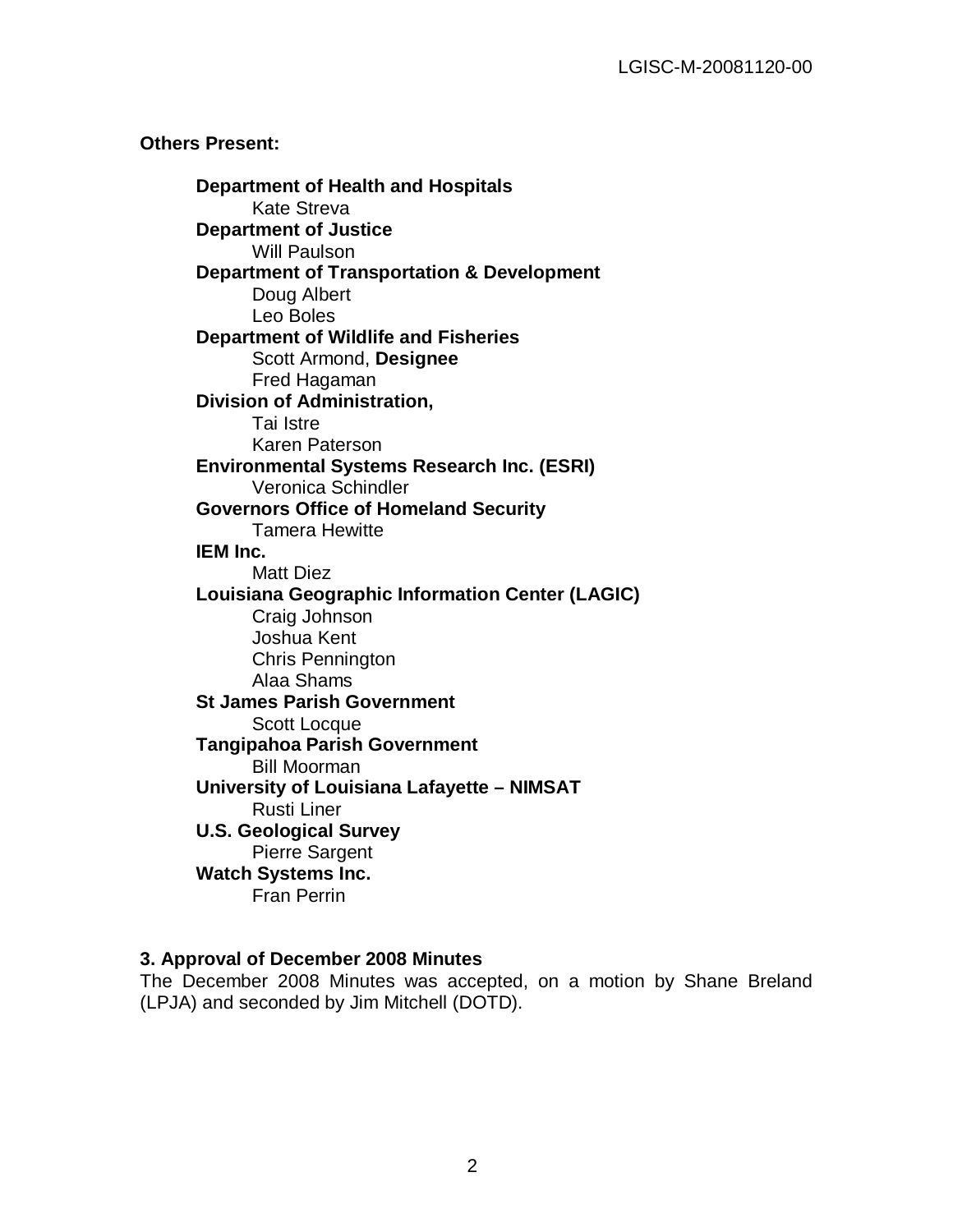**Others Present:**

**Department of Health and Hospitals**
Kate Streva

**Department of Justice**
Will Paulson

**Department of Transportation & Development**
Doug Albert
Leo Boles

**Department of Wildlife and Fisheries**
Scott Armond, **Designee**
Fred Hagaman

**Division of Administration,**
Tai Istre
Karen Paterson

**Environmental Systems Research Inc. (ESRI)**
Veronica Schindler

**Governors Office of Homeland Security**
Tamera Hewitte

**IEM Inc.**
Matt Diez

**Louisiana Geographic Information Center (LAGIC)**
Craig Johnson
Joshua Kent
Chris Pennington
Alaa Shams

**St James Parish Government**
Scott Locque

**Tangipahoa Parish Government**
Bill Moorman

**University of Louisiana Lafayette – NIMSAT**
Rusti Liner

**U.S. Geological Survey**
Pierre Sargent

**Watch Systems Inc.**
Fran Perrin

### 3. Approval of December 2008 Minutes

The December 2008 Minutes was accepted, on a motion by Shane Breland (LPJA) and seconded by Jim Mitchell (DOTD).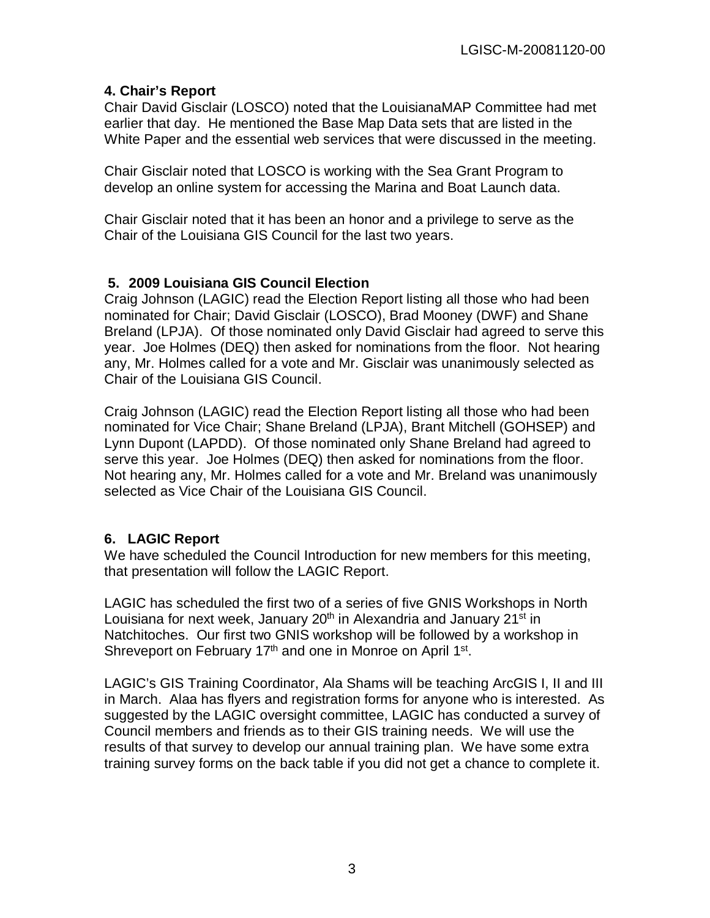### 4. Chair's Report

Chair David Gisclair (LOSCO) noted that the LouisianaMAP Committee had met earlier that day. He mentioned the Base Map Data sets that are listed in the White Paper and the essential web services that were discussed in the meeting.

Chair Gisclair noted that LOSCO is working with the Sea Grant Program to develop an online system for accessing the Marina and Boat Launch data.

Chair Gisclair noted that it has been an honor and a privilege to serve as the Chair of the Louisiana GIS Council for the last two years.

### 5. 2009 Louisiana GIS Council Election

Craig Johnson (LAGIC) read the Election Report listing all those who had been nominated for Chair; David Gisclair (LOSCO), Brad Mooney (DWF) and Shane Breland (LPJA). Of those nominated only David Gisclair had agreed to serve this year. Joe Holmes (DEQ) then asked for nominations from the floor. Not hearing any, Mr. Holmes called for a vote and Mr. Gisclair was unanimously selected as Chair of the Louisiana GIS Council.

Craig Johnson (LAGIC) read the Election Report listing all those who had been nominated for Vice Chair; Shane Breland (LPJA), Brant Mitchell (GOHSEP) and Lynn Dupont (LAPDD). Of those nominated only Shane Breland had agreed to serve this year. Joe Holmes (DEQ) then asked for nominations from the floor. Not hearing any, Mr. Holmes called for a vote and Mr. Breland was unanimously selected as Vice Chair of the Louisiana GIS Council.

### 6. LAGIC Report

We have scheduled the Council Introduction for new members for this meeting, that presentation will follow the LAGIC Report.

LAGIC has scheduled the first two of a series of five GNIS Workshops in North Louisiana for next week, January 20th in Alexandria and January 21st in Natchitoches. Our first two GNIS workshop will be followed by a workshop in Shreveport on February 17th and one in Monroe on April 1st.

LAGIC's GIS Training Coordinator, Ala Shams will be teaching ArcGIS I, II and III in March. Alaa has flyers and registration forms for anyone who is interested. As suggested by the LAGIC oversight committee, LAGIC has conducted a survey of Council members and friends as to their GIS training needs. We will use the results of that survey to develop our annual training plan. We have some extra training survey forms on the back table if you did not get a chance to complete it.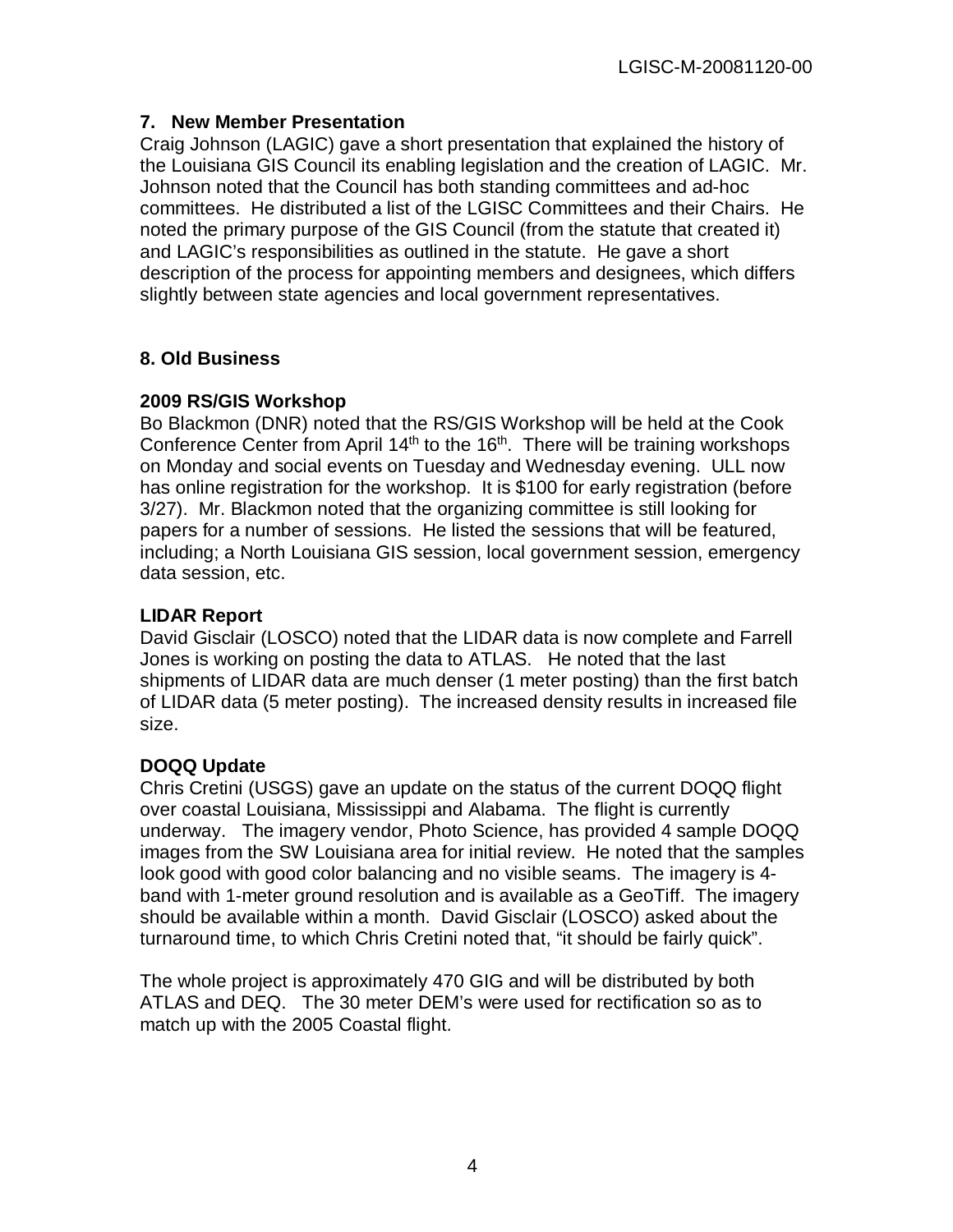## 7. New Member Presentation

Craig Johnson (LAGIC) gave a short presentation that explained the history of the Louisiana GIS Council its enabling legislation and the creation of LAGIC. Mr. Johnson noted that the Council has both standing committees and ad-hoc committees. He distributed a list of the LGISC Committees and their Chairs. He noted the primary purpose of the GIS Council (from the statute that created it) and LAGIC's responsibilities as outlined in the statute. He gave a short description of the process for appointing members and designees, which differs slightly between state agencies and local government representatives.

## 8. Old Business

### 2009 RS/GIS Workshop

Bo Blackmon (DNR) noted that the RS/GIS Workshop will be held at the Cook Conference Center from April 14th to the 16th. There will be training workshops on Monday and social events on Tuesday and Wednesday evening. ULL now has online registration for the workshop. It is $100 for early registration (before 3/27). Mr. Blackmon noted that the organizing committee is still looking for papers for a number of sessions. He listed the sessions that will be featured, including; a North Louisiana GIS session, local government session, emergency data session, etc.

### LIDAR Report

David Gisclair (LOSCO) noted that the LIDAR data is now complete and Farrell Jones is working on posting the data to ATLAS. He noted that the last shipments of LIDAR data are much denser (1 meter posting) than the first batch of LIDAR data (5 meter posting). The increased density results in increased file size.

### DOQQ Update

Chris Cretini (USGS) gave an update on the status of the current DOQQ flight over coastal Louisiana, Mississippi and Alabama. The flight is currently underway. The imagery vendor, Photo Science, has provided 4 sample DOQQ images from the SW Louisiana area for initial review. He noted that the samples look good with good color balancing and no visible seams. The imagery is 4-band with 1-meter ground resolution and is available as a GeoTiff. The imagery should be available within a month. David Gisclair (LOSCO) asked about the turnaround time, to which Chris Cretini noted that, "it should be fairly quick".

The whole project is approximately 470 GIG and will be distributed by both ATLAS and DEQ. The 30 meter DEM's were used for rectification so as to match up with the 2005 Coastal flight.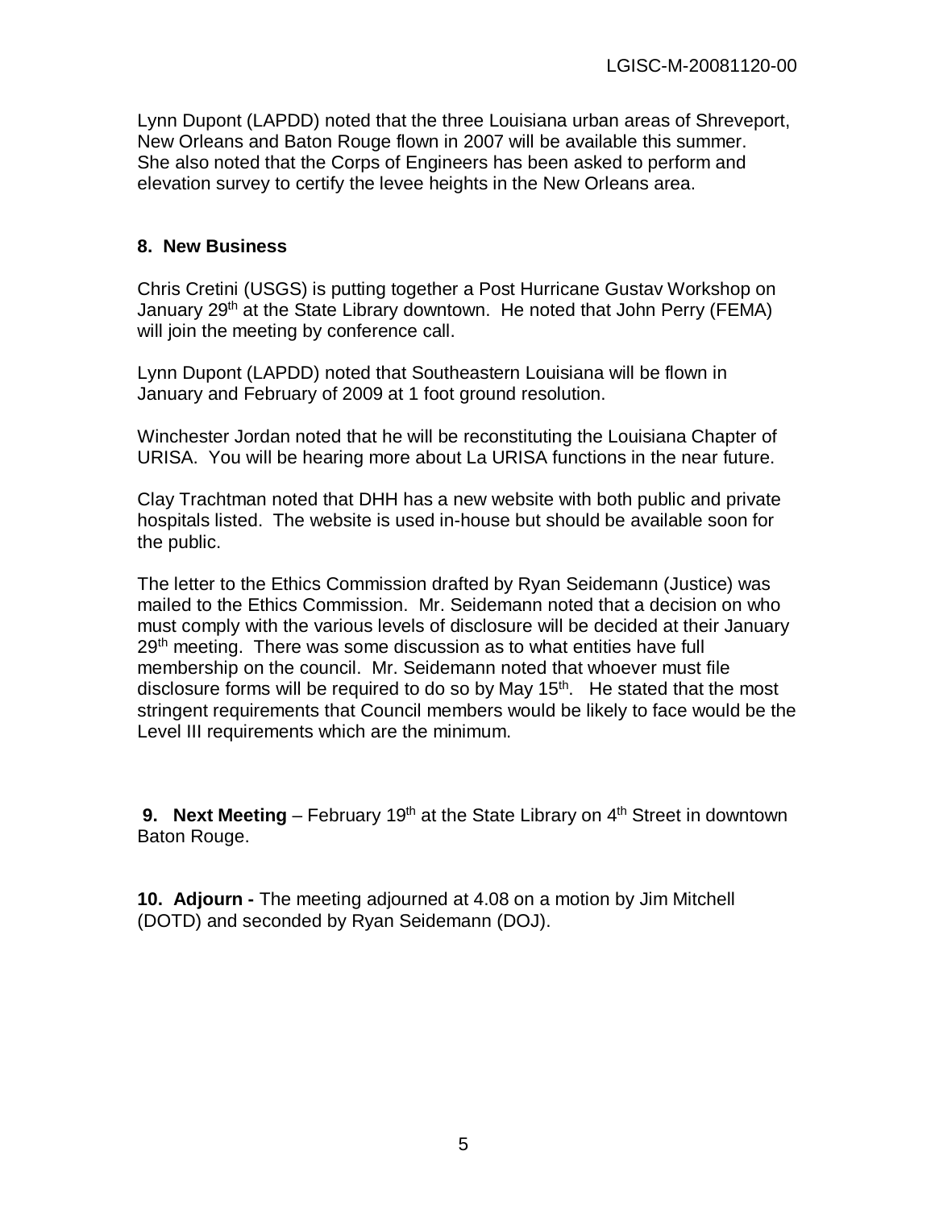Lynn Dupont (LAPDD) noted that the three Louisiana urban areas of Shreveport, New Orleans and Baton Rouge flown in 2007 will be available this summer. She also noted that the Corps of Engineers has been asked to perform and elevation survey to certify the levee heights in the New Orleans area.

## 8. New Business

Chris Cretini (USGS) is putting together a Post Hurricane Gustav Workshop on January 29th at the State Library downtown. He noted that John Perry (FEMA) will join the meeting by conference call.

Lynn Dupont (LAPDD) noted that Southeastern Louisiana will be flown in January and February of 2009 at 1 foot ground resolution.

Winchester Jordan noted that he will be reconstituting the Louisiana Chapter of URISA. You will be hearing more about La URISA functions in the near future.

Clay Trachtman noted that DHH has a new website with both public and private hospitals listed. The website is used in-house but should be available soon for the public.

The letter to the Ethics Commission drafted by Ryan Seidemann (Justice) was mailed to the Ethics Commission. Mr. Seidemann noted that a decision on who must comply with the various levels of disclosure will be decided at their January 29th meeting. There was some discussion as to what entities have full membership on the council. Mr. Seidemann noted that whoever must file disclosure forms will be required to do so by May 15th. He stated that the most stringent requirements that Council members would be likely to face would be the Level III requirements which are the minimum.

**9. Next Meeting** – February 19th at the State Library on 4th Street in downtown Baton Rouge.

**10. Adjourn -** The meeting adjourned at 4.08 on a motion by Jim Mitchell (DOTD) and seconded by Ryan Seidemann (DOJ).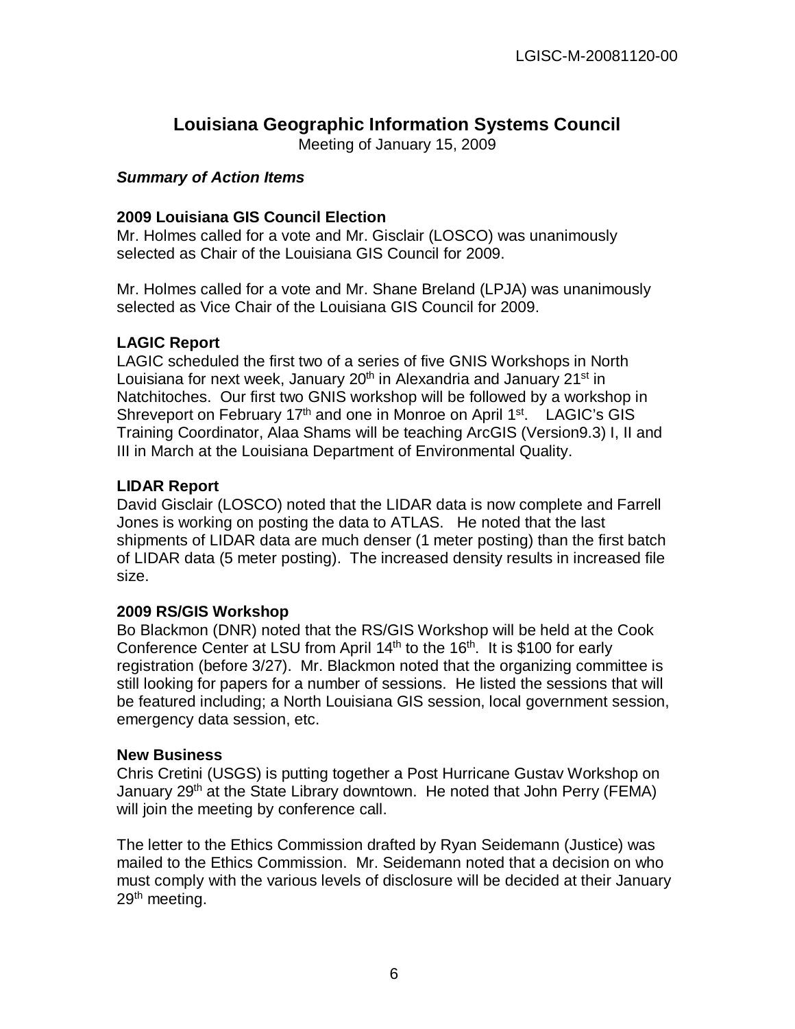# Louisiana Geographic Information Systems Council

Meeting of January 15, 2009

***Summary of Action Items***

### 2009 Louisiana GIS Council Election

Mr. Holmes called for a vote and Mr. Gisclair (LOSCO) was unanimously selected as Chair of the Louisiana GIS Council for 2009.

Mr. Holmes called for a vote and Mr. Shane Breland (LPJA) was unanimously selected as Vice Chair of the Louisiana GIS Council for 2009.

### LAGIC Report

LAGIC scheduled the first two of a series of five GNIS Workshops in North Louisiana for next week, January 20th in Alexandria and January 21st in Natchitoches. Our first two GNIS workshop will be followed by a workshop in Shreveport on February 17th and one in Monroe on April 1st. LAGIC's GIS Training Coordinator, Alaa Shams will be teaching ArcGIS (Version9.3) I, II and III in March at the Louisiana Department of Environmental Quality.

### LIDAR Report

David Gisclair (LOSCO) noted that the LIDAR data is now complete and Farrell Jones is working on posting the data to ATLAS. He noted that the last shipments of LIDAR data are much denser (1 meter posting) than the first batch of LIDAR data (5 meter posting). The increased density results in increased file size.

### 2009 RS/GIS Workshop

Bo Blackmon (DNR) noted that the RS/GIS Workshop will be held at the Cook Conference Center at LSU from April 14th to the 16th. It is $100 for early registration (before 3/27). Mr. Blackmon noted that the organizing committee is still looking for papers for a number of sessions. He listed the sessions that will be featured including; a North Louisiana GIS session, local government session, emergency data session, etc.

### New Business

Chris Cretini (USGS) is putting together a Post Hurricane Gustav Workshop on January 29th at the State Library downtown. He noted that John Perry (FEMA) will join the meeting by conference call.

The letter to the Ethics Commission drafted by Ryan Seidemann (Justice) was mailed to the Ethics Commission. Mr. Seidemann noted that a decision on who must comply with the various levels of disclosure will be decided at their January 29th meeting.